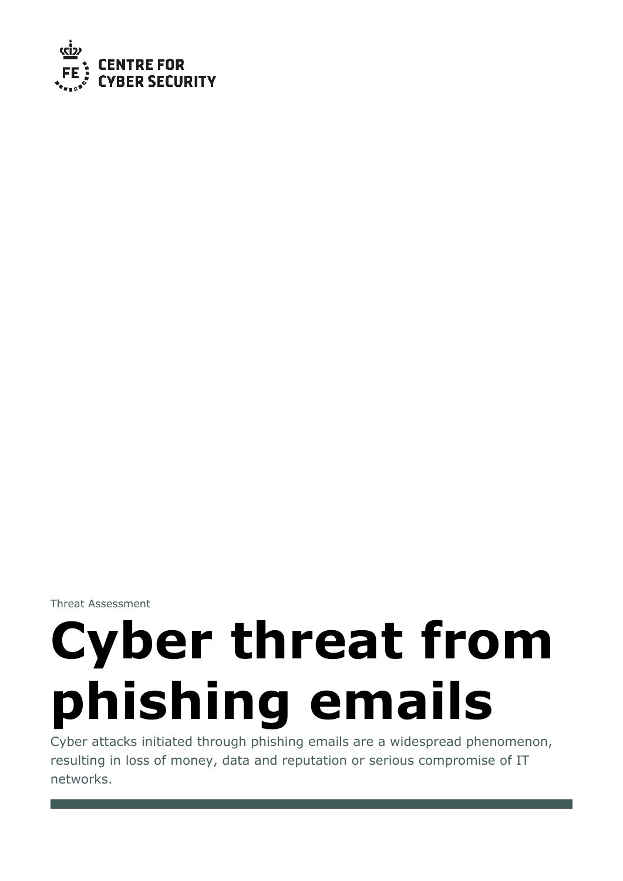CENTRE FOR CYBER SECURITY

Threat Assessment

# Cyber threat from phishing emails

Cyber attacks initiated through phishing emails are a widespread phenomenon, resulting in loss of money, data and reputation or serious compromise of IT networks.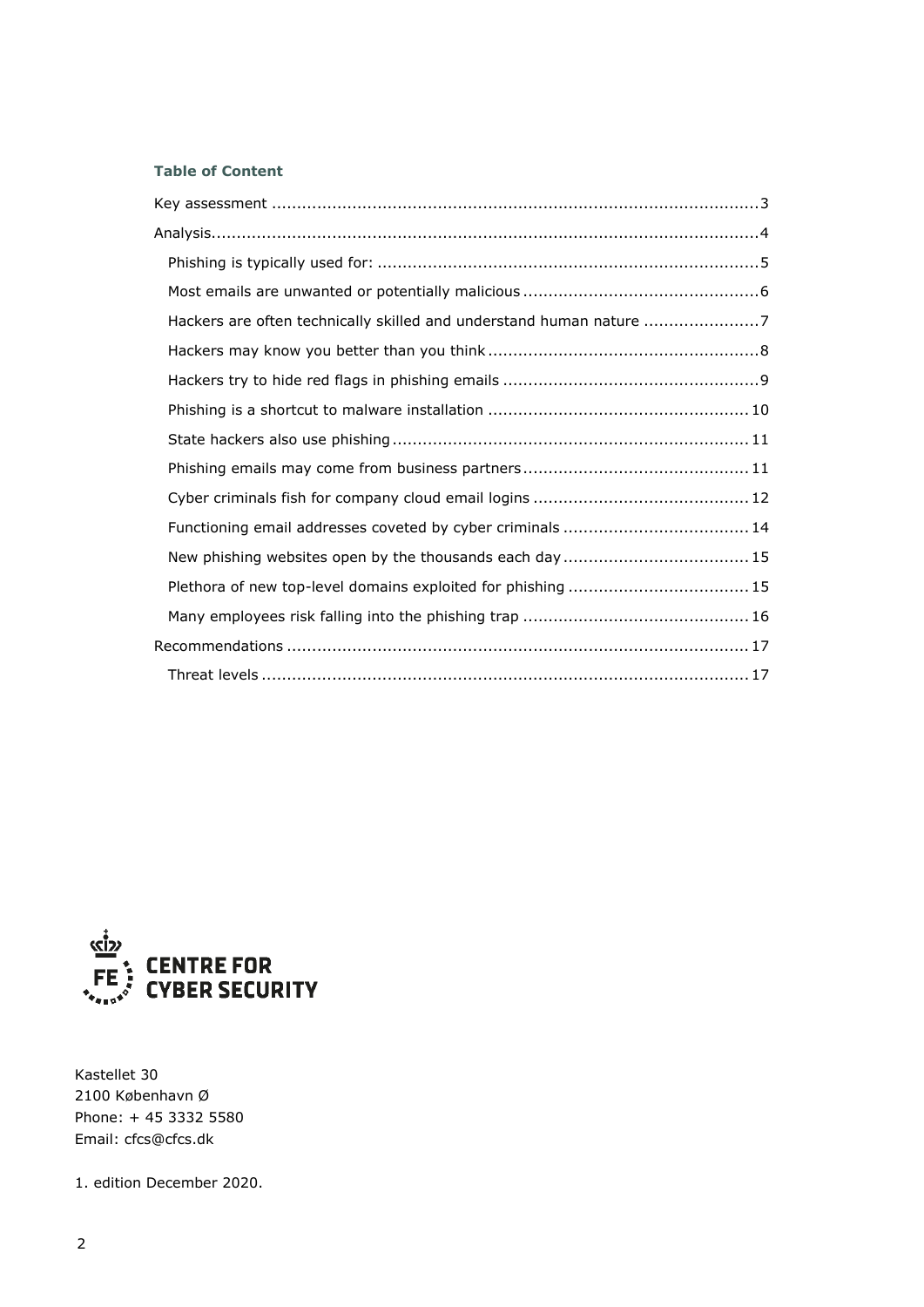**Table of Content**

Key assessment ........................................................................................3

Analysis...................................................................................................4

- Phishing is typically used for: ..........................................................5
- Most emails are unwanted or potentially malicious ...............................6
- Hackers are often technically skilled and understand human nature .......................7
- Hackers may know you better than you think ..........................................8
- Hackers try to hide red flags in phishing emails ......................................9
- Phishing is a shortcut to malware installation .......................................10
- State hackers also use phishing ...........................................................11
- Phishing emails may come from business partners ...................................11
- Cyber criminals fish for company cloud email logins ................................12
- Functioning email addresses coveted by cyber criminals ............................14
- New phishing websites open by the thousands each day ..............................15
- Plethora of new top-level domains exploited for phishing ..........................15
- Many employees risk falling into the phishing trap ..................................16

Recommendations ...................................................................................17

- Threat levels ......................................................................................17

CENTRE FOR CYBER SECURITY

Kastellet 30
2100 København Ø
Phone: + 45 3332 5580
Email: cfcs@cfcs.dk

1. edition December 2020.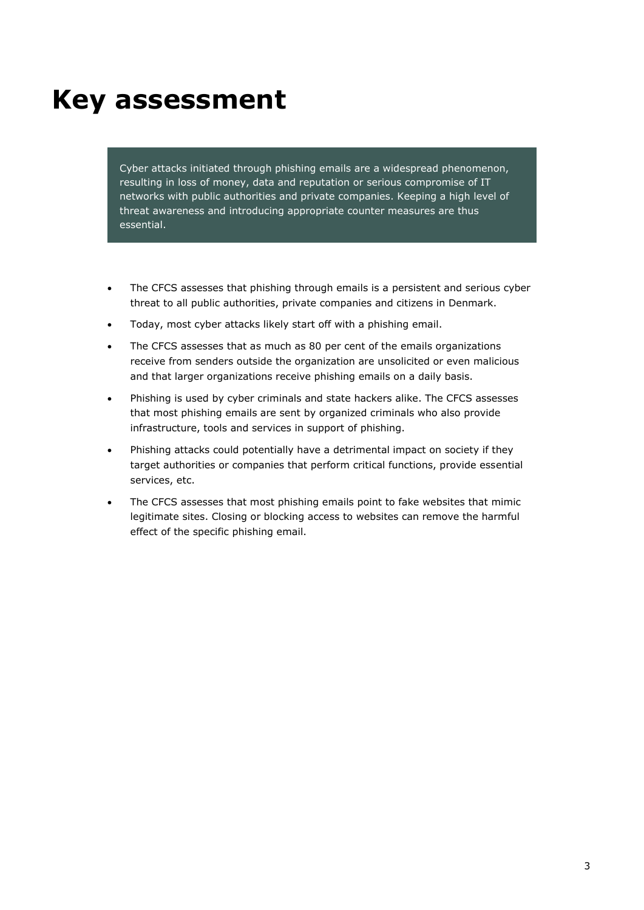# Key assessment

> Cyber attacks initiated through phishing emails are a widespread phenomenon, resulting in loss of money, data and reputation or serious compromise of IT networks with public authorities and private companies. Keeping a high level of threat awareness and introducing appropriate counter measures are thus essential.

- The CFCS assesses that phishing through emails is a persistent and serious cyber threat to all public authorities, private companies and citizens in Denmark.
- Today, most cyber attacks likely start off with a phishing email.
- The CFCS assesses that as much as 80 per cent of the emails organizations receive from senders outside the organization are unsolicited or even malicious and that larger organizations receive phishing emails on a daily basis.
- Phishing is used by cyber criminals and state hackers alike. The CFCS assesses that most phishing emails are sent by organized criminals who also provide infrastructure, tools and services in support of phishing.
- Phishing attacks could potentially have a detrimental impact on society if they target authorities or companies that perform critical functions, provide essential services, etc.
- The CFCS assesses that most phishing emails point to fake websites that mimic legitimate sites. Closing or blocking access to websites can remove the harmful effect of the specific phishing email.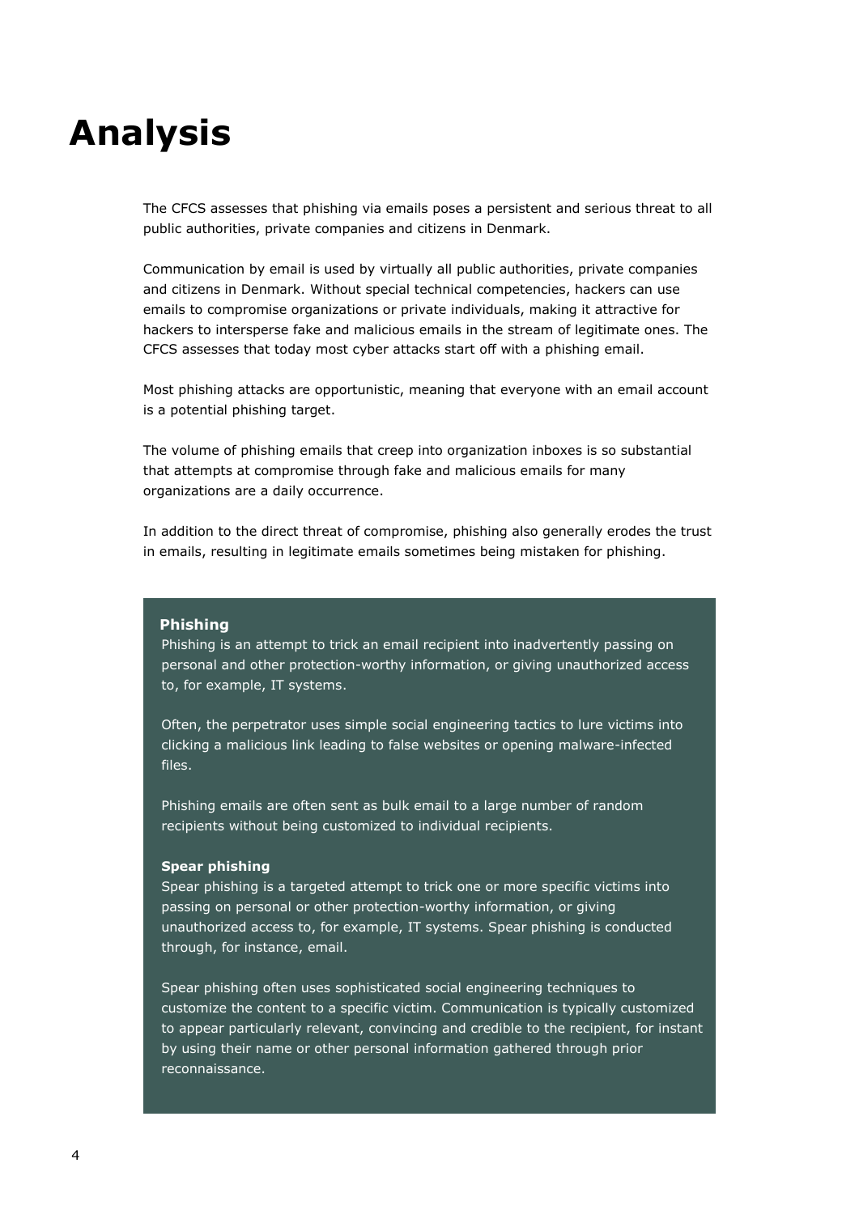# Analysis

The CFCS assesses that phishing via emails poses a persistent and serious threat to all public authorities, private companies and citizens in Denmark.

Communication by email is used by virtually all public authorities, private companies and citizens in Denmark. Without special technical competencies, hackers can use emails to compromise organizations or private individuals, making it attractive for hackers to intersperse fake and malicious emails in the stream of legitimate ones. The CFCS assesses that today most cyber attacks start off with a phishing email.

Most phishing attacks are opportunistic, meaning that everyone with an email account is a potential phishing target.

The volume of phishing emails that creep into organization inboxes is so substantial that attempts at compromise through fake and malicious emails for many organizations are a daily occurrence.

In addition to the direct threat of compromise, phishing also generally erodes the trust in emails, resulting in legitimate emails sometimes being mistaken for phishing.

**Phishing**

Phishing is an attempt to trick an email recipient into inadvertently passing on personal and other protection-worthy information, or giving unauthorized access to, for example, IT systems.

Often, the perpetrator uses simple social engineering tactics to lure victims into clicking a malicious link leading to false websites or opening malware-infected files.

Phishing emails are often sent as bulk email to a large number of random recipients without being customized to individual recipients.

**Spear phishing**

Spear phishing is a targeted attempt to trick one or more specific victims into passing on personal or other protection-worthy information, or giving unauthorized access to, for example, IT systems. Spear phishing is conducted through, for instance, email.

Spear phishing often uses sophisticated social engineering techniques to customize the content to a specific victim. Communication is typically customized to appear particularly relevant, convincing and credible to the recipient, for instant by using their name or other personal information gathered through prior reconnaissance.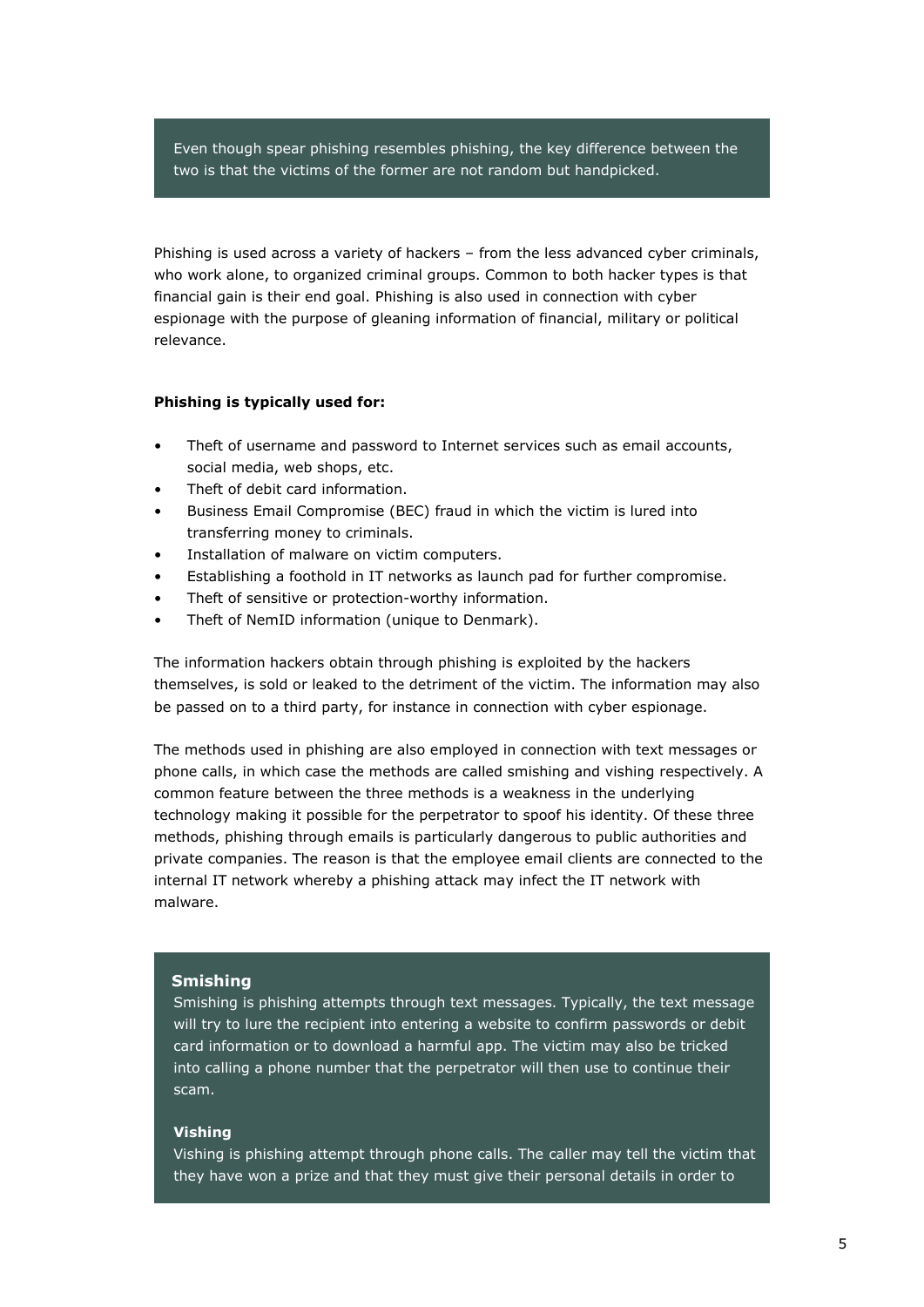> Even though spear phishing resembles phishing, the key difference between the two is that the victims of the former are not random but handpicked.

Phishing is used across a variety of hackers – from the less advanced cyber criminals, who work alone, to organized criminal groups. Common to both hacker types is that financial gain is their end goal. Phishing is also used in connection with cyber espionage with the purpose of gleaning information of financial, military or political relevance.

**Phishing is typically used for:**

- Theft of username and password to Internet services such as email accounts, social media, web shops, etc.
- Theft of debit card information.
- Business Email Compromise (BEC) fraud in which the victim is lured into transferring money to criminals.
- Installation of malware on victim computers.
- Establishing a foothold in IT networks as launch pad for further compromise.
- Theft of sensitive or protection-worthy information.
- Theft of NemID information (unique to Denmark).

The information hackers obtain through phishing is exploited by the hackers themselves, is sold or leaked to the detriment of the victim. The information may also be passed on to a third party, for instance in connection with cyber espionage.

The methods used in phishing are also employed in connection with text messages or phone calls, in which case the methods are called smishing and vishing respectively. A common feature between the three methods is a weakness in the underlying technology making it possible for the perpetrator to spoof his identity. Of these three methods, phishing through emails is particularly dangerous to public authorities and private companies. The reason is that the employee email clients are connected to the internal IT network whereby a phishing attack may infect the IT network with malware.

> **Smishing**
>
> Smishing is phishing attempts through text messages. Typically, the text message will try to lure the recipient into entering a website to confirm passwords or debit card information or to download a harmful app. The victim may also be tricked into calling a phone number that the perpetrator will then use to continue their scam.
>
> **Vishing**
>
> Vishing is phishing attempt through phone calls. The caller may tell the victim that they have won a prize and that they must give their personal details in order to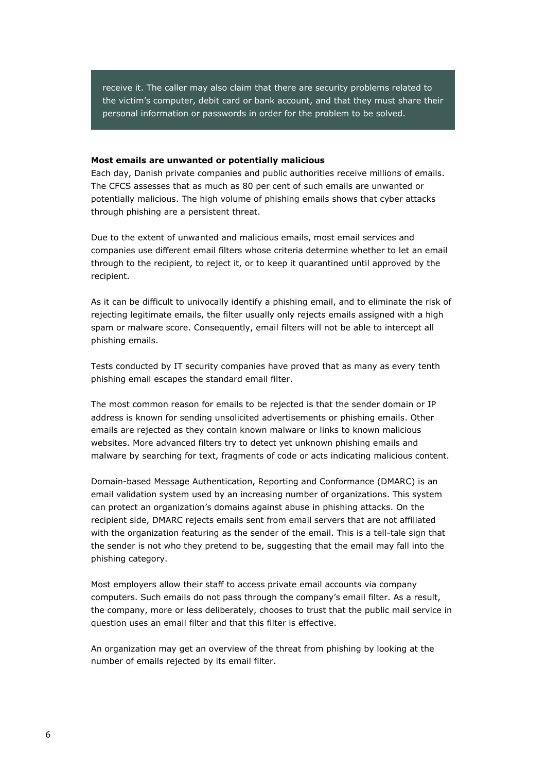receive it. The caller may also claim that there are security problems related to the victim's computer, debit card or bank account, and that they must share their personal information or passwords in order for the problem to be solved.

**Most emails are unwanted or potentially malicious**

Each day, Danish private companies and public authorities receive millions of emails. The CFCS assesses that as much as 80 per cent of such emails are unwanted or potentially malicious. The high volume of phishing emails shows that cyber attacks through phishing are a persistent threat.

Due to the extent of unwanted and malicious emails, most email services and companies use different email filters whose criteria determine whether to let an email through to the recipient, to reject it, or to keep it quarantined until approved by the recipient.

As it can be difficult to univocally identify a phishing email, and to eliminate the risk of rejecting legitimate emails, the filter usually only rejects emails assigned with a high spam or malware score. Consequently, email filters will not be able to intercept all phishing emails.

Tests conducted by IT security companies have proved that as many as every tenth phishing email escapes the standard email filter.

The most common reason for emails to be rejected is that the sender domain or IP address is known for sending unsolicited advertisements or phishing emails. Other emails are rejected as they contain known malware or links to known malicious websites. More advanced filters try to detect yet unknown phishing emails and malware by searching for text, fragments of code or acts indicating malicious content.

Domain-based Message Authentication, Reporting and Conformance (DMARC) is an email validation system used by an increasing number of organizations. This system can protect an organization's domains against abuse in phishing attacks. On the recipient side, DMARC rejects emails sent from email servers that are not affiliated with the organization featuring as the sender of the email. This is a tell-tale sign that the sender is not who they pretend to be, suggesting that the email may fall into the phishing category.

Most employers allow their staff to access private email accounts via company computers. Such emails do not pass through the company's email filter. As a result, the company, more or less deliberately, chooses to trust that the public mail service in question uses an email filter and that this filter is effective.

An organization may get an overview of the threat from phishing by looking at the number of emails rejected by its email filter.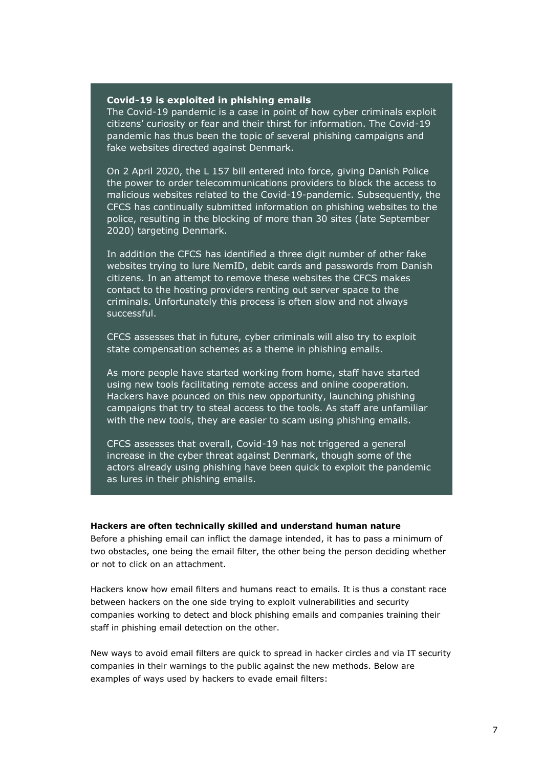**Covid-19 is exploited in phishing emails**

The Covid-19 pandemic is a case in point of how cyber criminals exploit citizens' curiosity or fear and their thirst for information. The Covid-19 pandemic has thus been the topic of several phishing campaigns and fake websites directed against Denmark.

On 2 April 2020, the L 157 bill entered into force, giving Danish Police the power to order telecommunications providers to block the access to malicious websites related to the Covid-19-pandemic. Subsequently, the CFCS has continually submitted information on phishing websites to the police, resulting in the blocking of more than 30 sites (late September 2020) targeting Denmark.

In addition the CFCS has identified a three digit number of other fake websites trying to lure NemID, debit cards and passwords from Danish citizens. In an attempt to remove these websites the CFCS makes contact to the hosting providers renting out server space to the criminals. Unfortunately this process is often slow and not always successful.

CFCS assesses that in future, cyber criminals will also try to exploit state compensation schemes as a theme in phishing emails.

As more people have started working from home, staff have started using new tools facilitating remote access and online cooperation. Hackers have pounced on this new opportunity, launching phishing campaigns that try to steal access to the tools. As staff are unfamiliar with the new tools, they are easier to scam using phishing emails.

CFCS assesses that overall, Covid-19 has not triggered a general increase in the cyber threat against Denmark, though some of the actors already using phishing have been quick to exploit the pandemic as lures in their phishing emails.

**Hackers are often technically skilled and understand human nature**

Before a phishing email can inflict the damage intended, it has to pass a minimum of two obstacles, one being the email filter, the other being the person deciding whether or not to click on an attachment.

Hackers know how email filters and humans react to emails. It is thus a constant race between hackers on the one side trying to exploit vulnerabilities and security companies working to detect and block phishing emails and companies training their staff in phishing email detection on the other.

New ways to avoid email filters are quick to spread in hacker circles and via IT security companies in their warnings to the public against the new methods. Below are examples of ways used by hackers to evade email filters: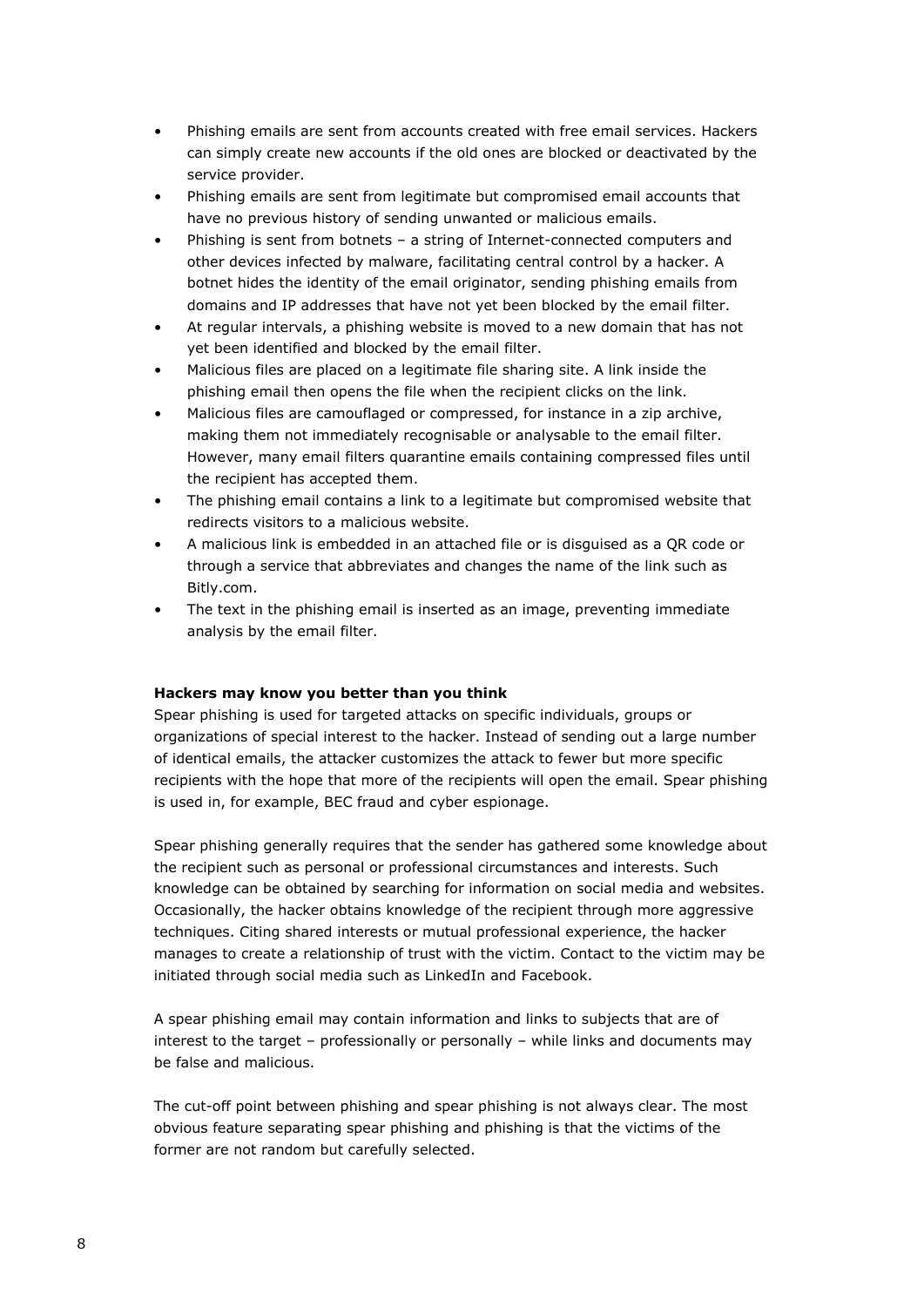- Phishing emails are sent from accounts created with free email services. Hackers can simply create new accounts if the old ones are blocked or deactivated by the service provider.
- Phishing emails are sent from legitimate but compromised email accounts that have no previous history of sending unwanted or malicious emails.
- Phishing is sent from botnets – a string of Internet-connected computers and other devices infected by malware, facilitating central control by a hacker. A botnet hides the identity of the email originator, sending phishing emails from domains and IP addresses that have not yet been blocked by the email filter.
- At regular intervals, a phishing website is moved to a new domain that has not yet been identified and blocked by the email filter.
- Malicious files are placed on a legitimate file sharing site. A link inside the phishing email then opens the file when the recipient clicks on the link.
- Malicious files are camouflaged or compressed, for instance in a zip archive, making them not immediately recognisable or analysable to the email filter. However, many email filters quarantine emails containing compressed files until the recipient has accepted them.
- The phishing email contains a link to a legitimate but compromised website that redirects visitors to a malicious website.
- A malicious link is embedded in an attached file or is disguised as a QR code or through a service that abbreviates and changes the name of the link such as Bitly.com.
- The text in the phishing email is inserted as an image, preventing immediate analysis by the email filter.

**Hackers may know you better than you think**

Spear phishing is used for targeted attacks on specific individuals, groups or organizations of special interest to the hacker. Instead of sending out a large number of identical emails, the attacker customizes the attack to fewer but more specific recipients with the hope that more of the recipients will open the email. Spear phishing is used in, for example, BEC fraud and cyber espionage.

Spear phishing generally requires that the sender has gathered some knowledge about the recipient such as personal or professional circumstances and interests. Such knowledge can be obtained by searching for information on social media and websites. Occasionally, the hacker obtains knowledge of the recipient through more aggressive techniques. Citing shared interests or mutual professional experience, the hacker manages to create a relationship of trust with the victim. Contact to the victim may be initiated through social media such as LinkedIn and Facebook.

A spear phishing email may contain information and links to subjects that are of interest to the target – professionally or personally – while links and documents may be false and malicious.

The cut-off point between phishing and spear phishing is not always clear. The most obvious feature separating spear phishing and phishing is that the victims of the former are not random but carefully selected.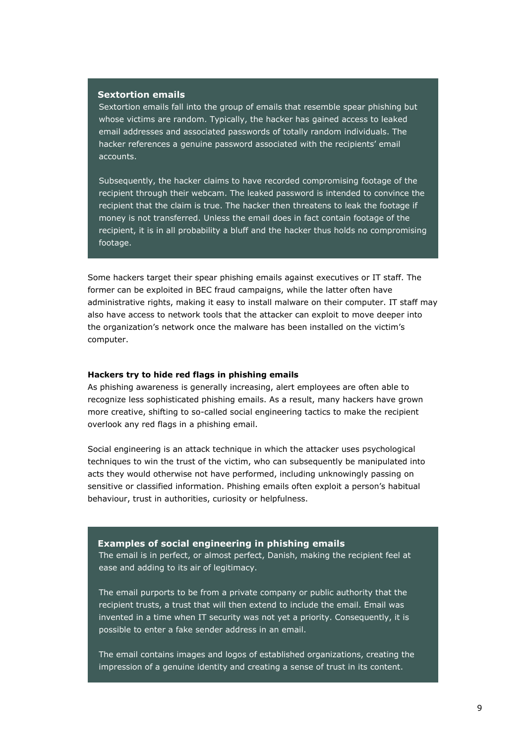**Sextortion emails**

Sextortion emails fall into the group of emails that resemble spear phishing but whose victims are random. Typically, the hacker has gained access to leaked email addresses and associated passwords of totally random individuals. The hacker references a genuine password associated with the recipients' email accounts.

Subsequently, the hacker claims to have recorded compromising footage of the recipient through their webcam. The leaked password is intended to convince the recipient that the claim is true. The hacker then threatens to leak the footage if money is not transferred. Unless the email does in fact contain footage of the recipient, it is in all probability a bluff and the hacker thus holds no compromising footage.

Some hackers target their spear phishing emails against executives or IT staff. The former can be exploited in BEC fraud campaigns, while the latter often have administrative rights, making it easy to install malware on their computer. IT staff may also have access to network tools that the attacker can exploit to move deeper into the organization's network once the malware has been installed on the victim's computer.

**Hackers try to hide red flags in phishing emails**

As phishing awareness is generally increasing, alert employees are often able to recognize less sophisticated phishing emails. As a result, many hackers have grown more creative, shifting to so-called social engineering tactics to make the recipient overlook any red flags in a phishing email.

Social engineering is an attack technique in which the attacker uses psychological techniques to win the trust of the victim, who can subsequently be manipulated into acts they would otherwise not have performed, including unknowingly passing on sensitive or classified information. Phishing emails often exploit a person's habitual behaviour, trust in authorities, curiosity or helpfulness.

**Examples of social engineering in phishing emails**

The email is in perfect, or almost perfect, Danish, making the recipient feel at ease and adding to its air of legitimacy.

The email purports to be from a private company or public authority that the recipient trusts, a trust that will then extend to include the email. Email was invented in a time when IT security was not yet a priority. Consequently, it is possible to enter a fake sender address in an email.

The email contains images and logos of established organizations, creating the impression of a genuine identity and creating a sense of trust in its content.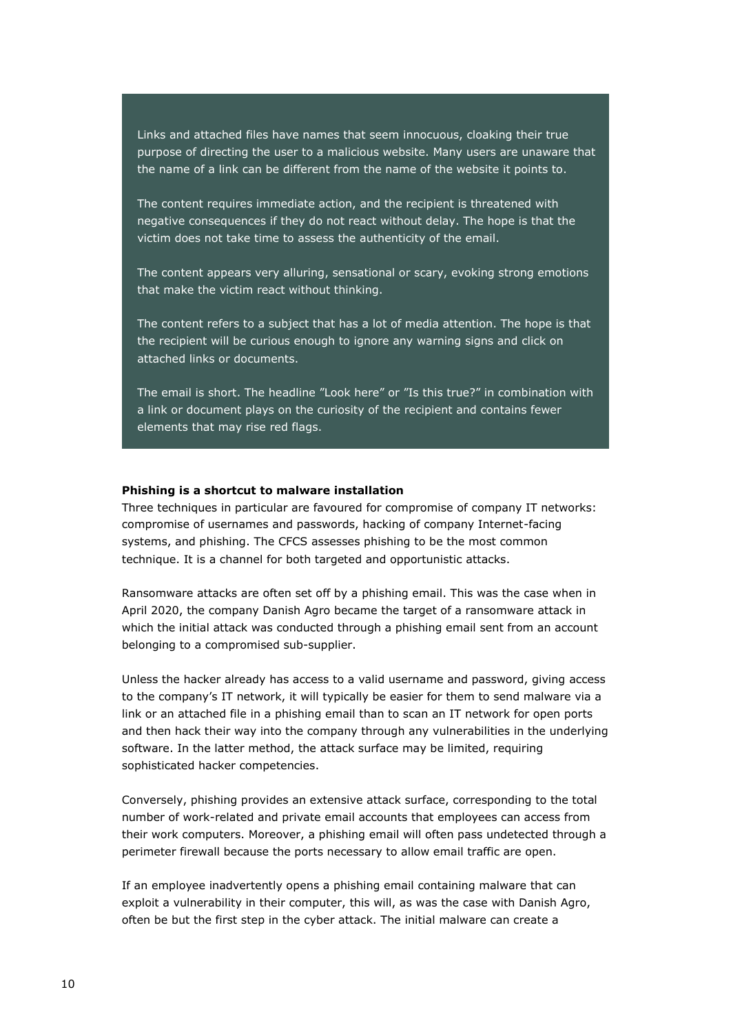Links and attached files have names that seem innocuous, cloaking their true purpose of directing the user to a malicious website. Many users are unaware that the name of a link can be different from the name of the website it points to.

The content requires immediate action, and the recipient is threatened with negative consequences if they do not react without delay. The hope is that the victim does not take time to assess the authenticity of the email.

The content appears very alluring, sensational or scary, evoking strong emotions that make the victim react without thinking.

The content refers to a subject that has a lot of media attention. The hope is that the recipient will be curious enough to ignore any warning signs and click on attached links or documents.

The email is short. The headline ”Look here” or ”Is this true?” in combination with a link or document plays on the curiosity of the recipient and contains fewer elements that may rise red flags.

**Phishing is a shortcut to malware installation**

Three techniques in particular are favoured for compromise of company IT networks: compromise of usernames and passwords, hacking of company Internet-facing systems, and phishing. The CFCS assesses phishing to be the most common technique. It is a channel for both targeted and opportunistic attacks.

Ransomware attacks are often set off by a phishing email. This was the case when in April 2020, the company Danish Agro became the target of a ransomware attack in which the initial attack was conducted through a phishing email sent from an account belonging to a compromised sub-supplier.

Unless the hacker already has access to a valid username and password, giving access to the company’s IT network, it will typically be easier for them to send malware via a link or an attached file in a phishing email than to scan an IT network for open ports and then hack their way into the company through any vulnerabilities in the underlying software. In the latter method, the attack surface may be limited, requiring sophisticated hacker competencies.

Conversely, phishing provides an extensive attack surface, corresponding to the total number of work-related and private email accounts that employees can access from their work computers. Moreover, a phishing email will often pass undetected through a perimeter firewall because the ports necessary to allow email traffic are open.

If an employee inadvertently opens a phishing email containing malware that can exploit a vulnerability in their computer, this will, as was the case with Danish Agro, often be but the first step in the cyber attack. The initial malware can create a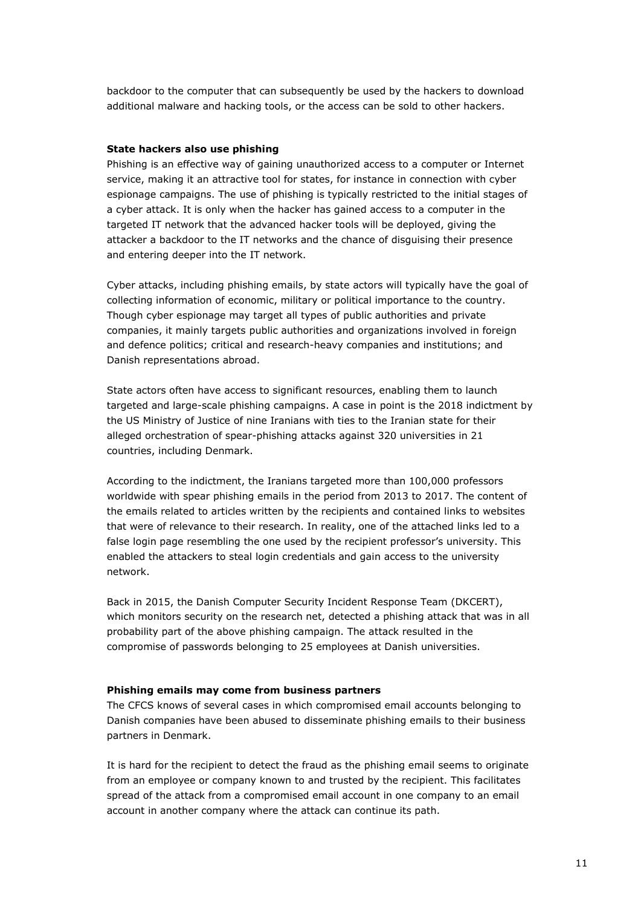backdoor to the computer that can subsequently be used by the hackers to download additional malware and hacking tools, or the access can be sold to other hackers.

**State hackers also use phishing**

Phishing is an effective way of gaining unauthorized access to a computer or Internet service, making it an attractive tool for states, for instance in connection with cyber espionage campaigns. The use of phishing is typically restricted to the initial stages of a cyber attack. It is only when the hacker has gained access to a computer in the targeted IT network that the advanced hacker tools will be deployed, giving the attacker a backdoor to the IT networks and the chance of disguising their presence and entering deeper into the IT network.

Cyber attacks, including phishing emails, by state actors will typically have the goal of collecting information of economic, military or political importance to the country. Though cyber espionage may target all types of public authorities and private companies, it mainly targets public authorities and organizations involved in foreign and defence politics; critical and research-heavy companies and institutions; and Danish representations abroad.

State actors often have access to significant resources, enabling them to launch targeted and large-scale phishing campaigns. A case in point is the 2018 indictment by the US Ministry of Justice of nine Iranians with ties to the Iranian state for their alleged orchestration of spear-phishing attacks against 320 universities in 21 countries, including Denmark.

According to the indictment, the Iranians targeted more than 100,000 professors worldwide with spear phishing emails in the period from 2013 to 2017. The content of the emails related to articles written by the recipients and contained links to websites that were of relevance to their research. In reality, one of the attached links led to a false login page resembling the one used by the recipient professor's university. This enabled the attackers to steal login credentials and gain access to the university network.

Back in 2015, the Danish Computer Security Incident Response Team (DKCERT), which monitors security on the research net, detected a phishing attack that was in all probability part of the above phishing campaign. The attack resulted in the compromise of passwords belonging to 25 employees at Danish universities.

**Phishing emails may come from business partners**

The CFCS knows of several cases in which compromised email accounts belonging to Danish companies have been abused to disseminate phishing emails to their business partners in Denmark.

It is hard for the recipient to detect the fraud as the phishing email seems to originate from an employee or company known to and trusted by the recipient. This facilitates spread of the attack from a compromised email account in one company to an email account in another company where the attack can continue its path.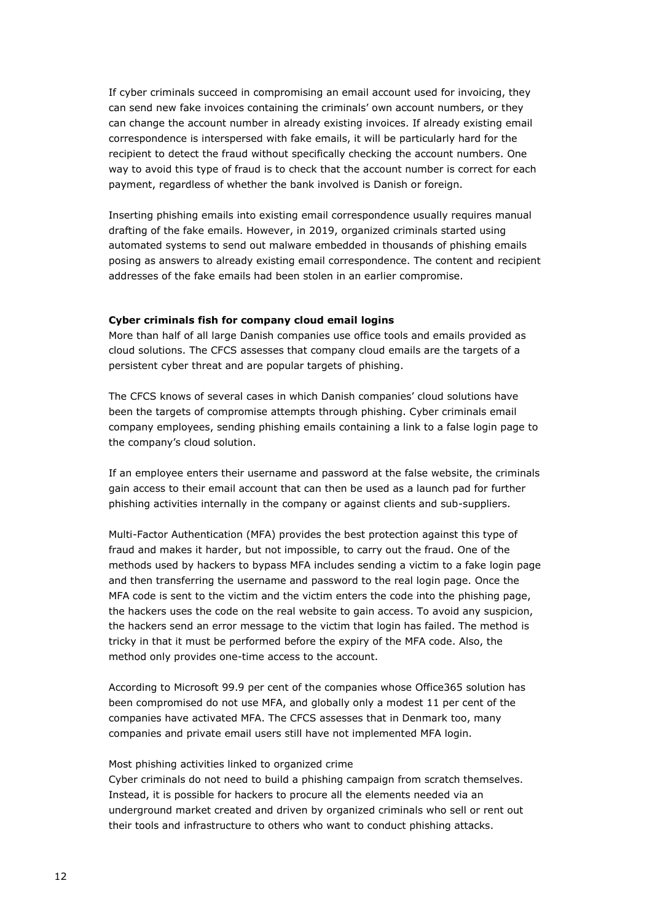If cyber criminals succeed in compromising an email account used for invoicing, they can send new fake invoices containing the criminals' own account numbers, or they can change the account number in already existing invoices. If already existing email correspondence is interspersed with fake emails, it will be particularly hard for the recipient to detect the fraud without specifically checking the account numbers. One way to avoid this type of fraud is to check that the account number is correct for each payment, regardless of whether the bank involved is Danish or foreign.

Inserting phishing emails into existing email correspondence usually requires manual drafting of the fake emails. However, in 2019, organized criminals started using automated systems to send out malware embedded in thousands of phishing emails posing as answers to already existing email correspondence. The content and recipient addresses of the fake emails had been stolen in an earlier compromise.

**Cyber criminals fish for company cloud email logins**

More than half of all large Danish companies use office tools and emails provided as cloud solutions. The CFCS assesses that company cloud emails are the targets of a persistent cyber threat and are popular targets of phishing.

The CFCS knows of several cases in which Danish companies' cloud solutions have been the targets of compromise attempts through phishing. Cyber criminals email company employees, sending phishing emails containing a link to a false login page to the company's cloud solution.

If an employee enters their username and password at the false website, the criminals gain access to their email account that can then be used as a launch pad for further phishing activities internally in the company or against clients and sub-suppliers.

Multi-Factor Authentication (MFA) provides the best protection against this type of fraud and makes it harder, but not impossible, to carry out the fraud. One of the methods used by hackers to bypass MFA includes sending a victim to a fake login page and then transferring the username and password to the real login page. Once the MFA code is sent to the victim and the victim enters the code into the phishing page, the hackers uses the code on the real website to gain access. To avoid any suspicion, the hackers send an error message to the victim that login has failed. The method is tricky in that it must be performed before the expiry of the MFA code. Also, the method only provides one-time access to the account.

According to Microsoft 99.9 per cent of the companies whose Office365 solution has been compromised do not use MFA, and globally only a modest 11 per cent of the companies have activated MFA. The CFCS assesses that in Denmark too, many companies and private email users still have not implemented MFA login.

Most phishing activities linked to organized crime

Cyber criminals do not need to build a phishing campaign from scratch themselves. Instead, it is possible for hackers to procure all the elements needed via an underground market created and driven by organized criminals who sell or rent out their tools and infrastructure to others who want to conduct phishing attacks.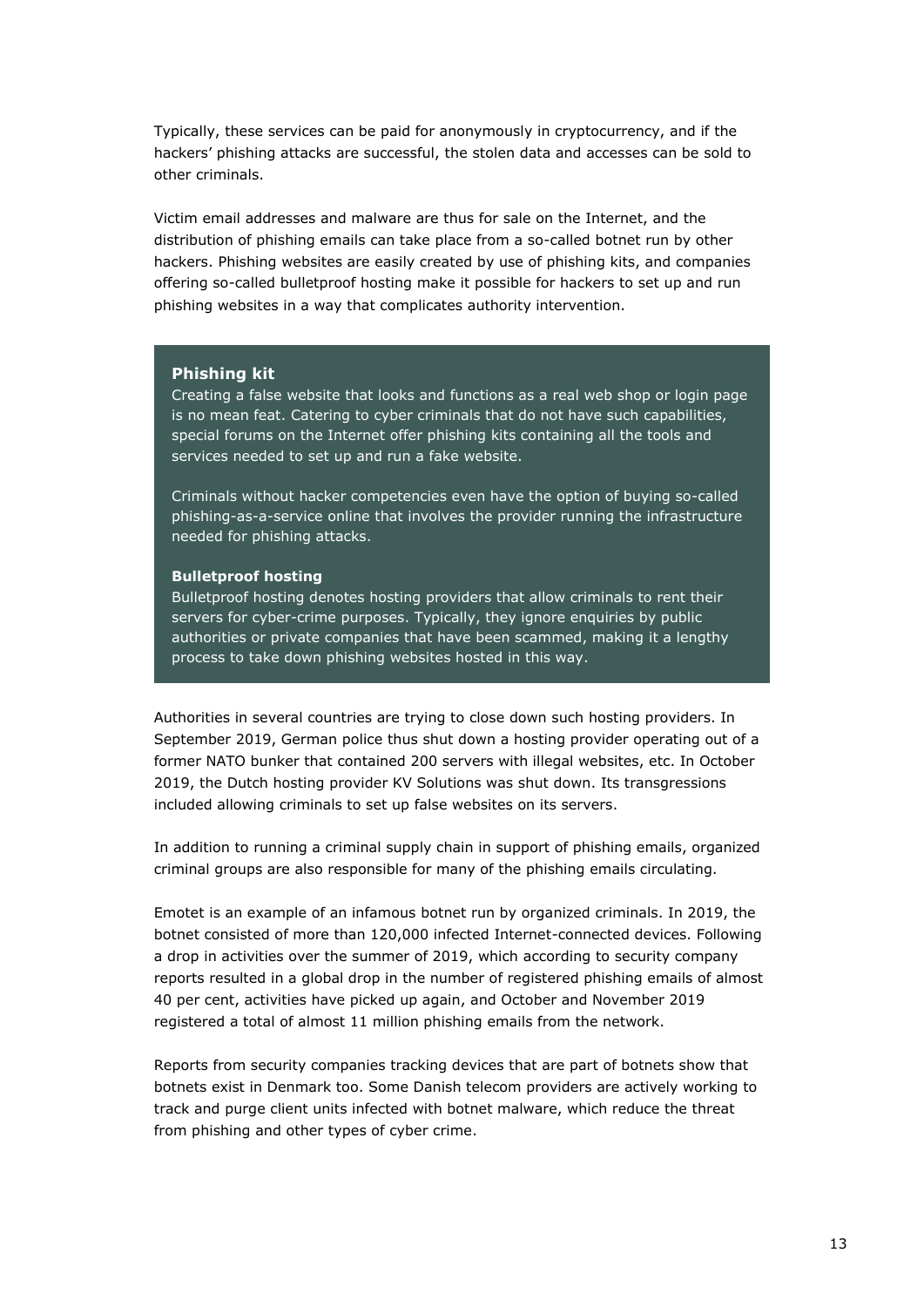Typically, these services can be paid for anonymously in cryptocurrency, and if the hackers' phishing attacks are successful, the stolen data and accesses can be sold to other criminals.

Victim email addresses and malware are thus for sale on the Internet, and the distribution of phishing emails can take place from a so-called botnet run by other hackers. Phishing websites are easily created by use of phishing kits, and companies offering so-called bulletproof hosting make it possible for hackers to set up and run phishing websites in a way that complicates authority intervention.

**Phishing kit**

Creating a false website that looks and functions as a real web shop or login page is no mean feat. Catering to cyber criminals that do not have such capabilities, special forums on the Internet offer phishing kits containing all the tools and services needed to set up and run a fake website.

Criminals without hacker competencies even have the option of buying so-called phishing-as-a-service online that involves the provider running the infrastructure needed for phishing attacks.

**Bulletproof hosting**

Bulletproof hosting denotes hosting providers that allow criminals to rent their servers for cyber-crime purposes. Typically, they ignore enquiries by public authorities or private companies that have been scammed, making it a lengthy process to take down phishing websites hosted in this way.

Authorities in several countries are trying to close down such hosting providers. In September 2019, German police thus shut down a hosting provider operating out of a former NATO bunker that contained 200 servers with illegal websites, etc. In October 2019, the Dutch hosting provider KV Solutions was shut down. Its transgressions included allowing criminals to set up false websites on its servers.

In addition to running a criminal supply chain in support of phishing emails, organized criminal groups are also responsible for many of the phishing emails circulating.

Emotet is an example of an infamous botnet run by organized criminals. In 2019, the botnet consisted of more than 120,000 infected Internet-connected devices. Following a drop in activities over the summer of 2019, which according to security company reports resulted in a global drop in the number of registered phishing emails of almost 40 per cent, activities have picked up again, and October and November 2019 registered a total of almost 11 million phishing emails from the network.

Reports from security companies tracking devices that are part of botnets show that botnets exist in Denmark too. Some Danish telecom providers are actively working to track and purge client units infected with botnet malware, which reduce the threat from phishing and other types of cyber crime.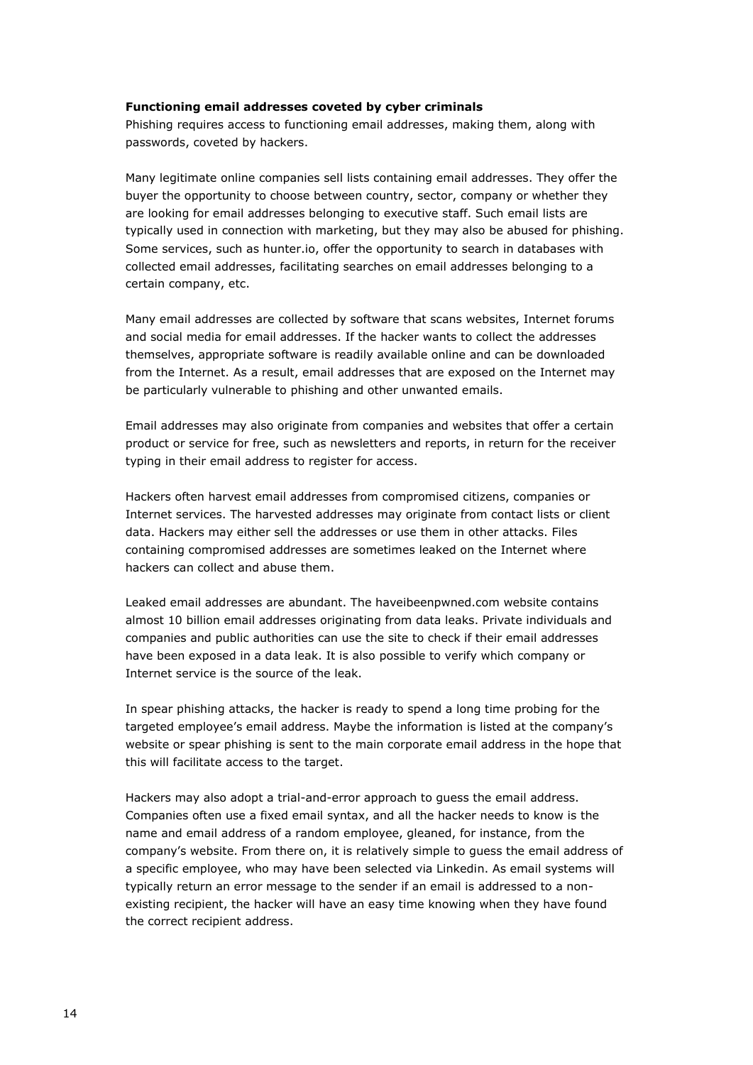**Functioning email addresses coveted by cyber criminals**

Phishing requires access to functioning email addresses, making them, along with passwords, coveted by hackers.

Many legitimate online companies sell lists containing email addresses. They offer the buyer the opportunity to choose between country, sector, company or whether they are looking for email addresses belonging to executive staff. Such email lists are typically used in connection with marketing, but they may also be abused for phishing. Some services, such as hunter.io, offer the opportunity to search in databases with collected email addresses, facilitating searches on email addresses belonging to a certain company, etc.

Many email addresses are collected by software that scans websites, Internet forums and social media for email addresses. If the hacker wants to collect the addresses themselves, appropriate software is readily available online and can be downloaded from the Internet. As a result, email addresses that are exposed on the Internet may be particularly vulnerable to phishing and other unwanted emails.

Email addresses may also originate from companies and websites that offer a certain product or service for free, such as newsletters and reports, in return for the receiver typing in their email address to register for access.

Hackers often harvest email addresses from compromised citizens, companies or Internet services. The harvested addresses may originate from contact lists or client data. Hackers may either sell the addresses or use them in other attacks. Files containing compromised addresses are sometimes leaked on the Internet where hackers can collect and abuse them.

Leaked email addresses are abundant. The haveibeenpwned.com website contains almost 10 billion email addresses originating from data leaks. Private individuals and companies and public authorities can use the site to check if their email addresses have been exposed in a data leak. It is also possible to verify which company or Internet service is the source of the leak.

In spear phishing attacks, the hacker is ready to spend a long time probing for the targeted employee's email address. Maybe the information is listed at the company's website or spear phishing is sent to the main corporate email address in the hope that this will facilitate access to the target.

Hackers may also adopt a trial-and-error approach to guess the email address. Companies often use a fixed email syntax, and all the hacker needs to know is the name and email address of a random employee, gleaned, for instance, from the company's website. From there on, it is relatively simple to guess the email address of a specific employee, who may have been selected via Linkedin. As email systems will typically return an error message to the sender if an email is addressed to a non-existing recipient, the hacker will have an easy time knowing when they have found the correct recipient address.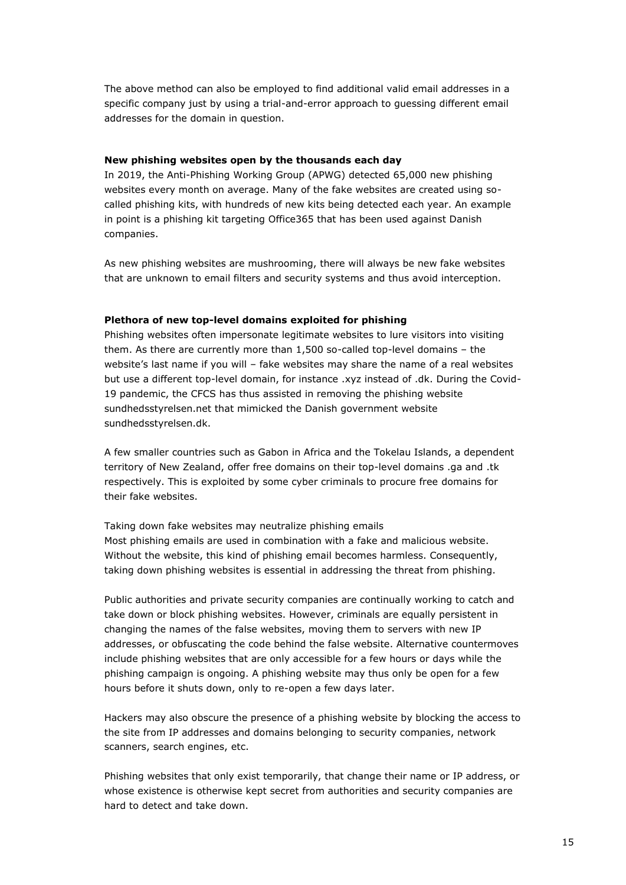The above method can also be employed to find additional valid email addresses in a specific company just by using a trial-and-error approach to guessing different email addresses for the domain in question.

**New phishing websites open by the thousands each day**

In 2019, the Anti-Phishing Working Group (APWG) detected 65,000 new phishing websites every month on average. Many of the fake websites are created using so-called phishing kits, with hundreds of new kits being detected each year. An example in point is a phishing kit targeting Office365 that has been used against Danish companies.

As new phishing websites are mushrooming, there will always be new fake websites that are unknown to email filters and security systems and thus avoid interception.

**Plethora of new top-level domains exploited for phishing**

Phishing websites often impersonate legitimate websites to lure visitors into visiting them. As there are currently more than 1,500 so-called top-level domains – the website's last name if you will – fake websites may share the name of a real websites but use a different top-level domain, for instance .xyz instead of .dk. During the Covid-19 pandemic, the CFCS has thus assisted in removing the phishing website sundhedsstyrelsen.net that mimicked the Danish government website sundhedsstyrelsen.dk.

A few smaller countries such as Gabon in Africa and the Tokelau Islands, a dependent territory of New Zealand, offer free domains on their top-level domains .ga and .tk respectively. This is exploited by some cyber criminals to procure free domains for their fake websites.

Taking down fake websites may neutralize phishing emails

Most phishing emails are used in combination with a fake and malicious website. Without the website, this kind of phishing email becomes harmless. Consequently, taking down phishing websites is essential in addressing the threat from phishing.

Public authorities and private security companies are continually working to catch and take down or block phishing websites. However, criminals are equally persistent in changing the names of the false websites, moving them to servers with new IP addresses, or obfuscating the code behind the false website. Alternative countermoves include phishing websites that are only accessible for a few hours or days while the phishing campaign is ongoing. A phishing website may thus only be open for a few hours before it shuts down, only to re-open a few days later.

Hackers may also obscure the presence of a phishing website by blocking the access to the site from IP addresses and domains belonging to security companies, network scanners, search engines, etc.

Phishing websites that only exist temporarily, that change their name or IP address, or whose existence is otherwise kept secret from authorities and security companies are hard to detect and take down.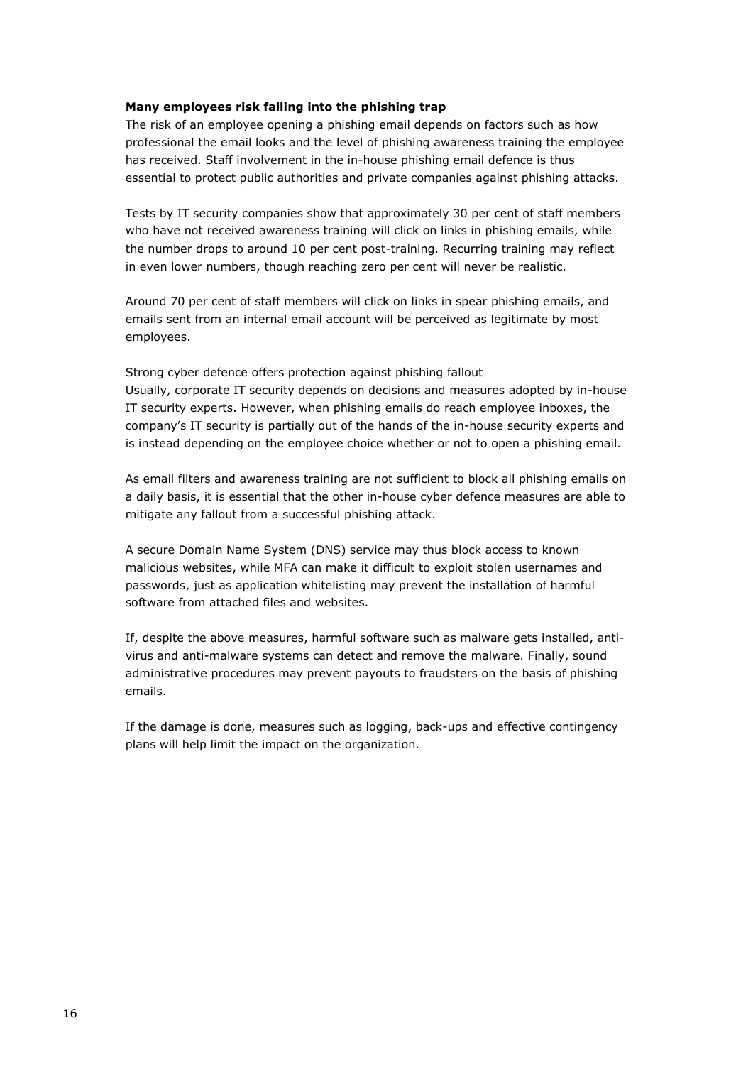**Many employees risk falling into the phishing trap**

The risk of an employee opening a phishing email depends on factors such as how professional the email looks and the level of phishing awareness training the employee has received. Staff involvement in the in-house phishing email defence is thus essential to protect public authorities and private companies against phishing attacks.

Tests by IT security companies show that approximately 30 per cent of staff members who have not received awareness training will click on links in phishing emails, while the number drops to around 10 per cent post-training. Recurring training may reflect in even lower numbers, though reaching zero per cent will never be realistic.

Around 70 per cent of staff members will click on links in spear phishing emails, and emails sent from an internal email account will be perceived as legitimate by most employees.

Strong cyber defence offers protection against phishing fallout

Usually, corporate IT security depends on decisions and measures adopted by in-house IT security experts. However, when phishing emails do reach employee inboxes, the company's IT security is partially out of the hands of the in-house security experts and is instead depending on the employee choice whether or not to open a phishing email.

As email filters and awareness training are not sufficient to block all phishing emails on a daily basis, it is essential that the other in-house cyber defence measures are able to mitigate any fallout from a successful phishing attack.

A secure Domain Name System (DNS) service may thus block access to known malicious websites, while MFA can make it difficult to exploit stolen usernames and passwords, just as application whitelisting may prevent the installation of harmful software from attached files and websites.

If, despite the above measures, harmful software such as malware gets installed, anti-virus and anti-malware systems can detect and remove the malware. Finally, sound administrative procedures may prevent payouts to fraudsters on the basis of phishing emails.

If the damage is done, measures such as logging, back-ups and effective contingency plans will help limit the impact on the organization.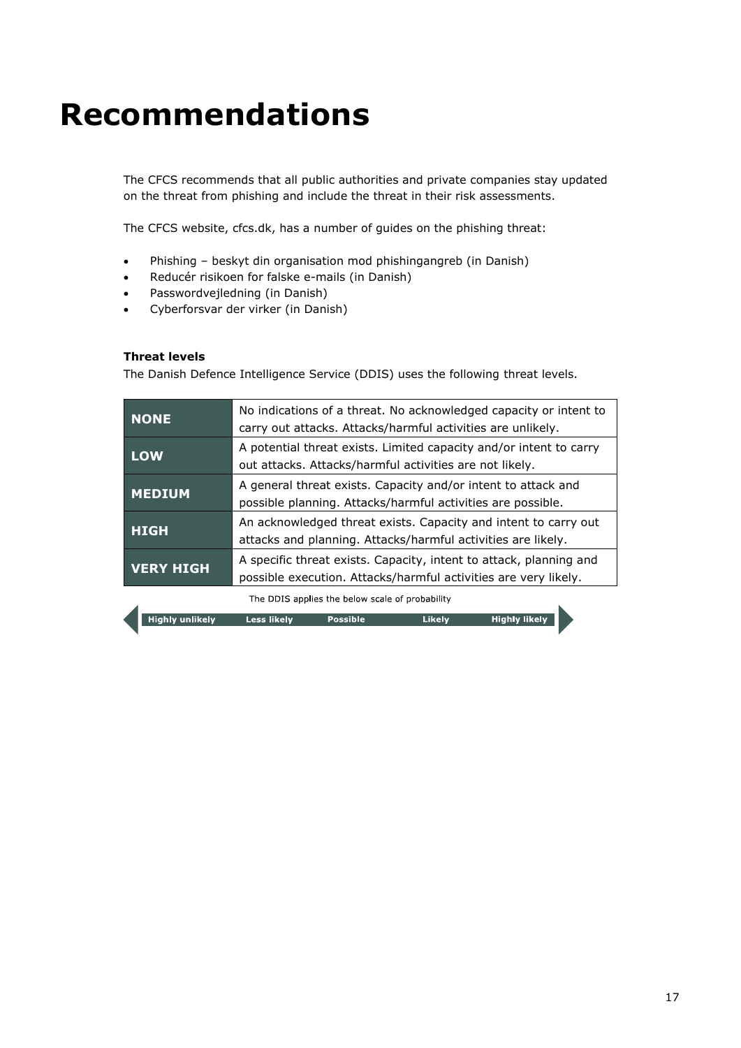# Recommendations

The CFCS recommends that all public authorities and private companies stay updated on the threat from phishing and include the threat in their risk assessments.

The CFCS website, cfcs.dk, has a number of guides on the phishing threat:

- Phishing – beskyt din organisation mod phishingangreb (in Danish)
- Reducér risikoen for falske e-mails (in Danish)
- Passwordvejledning (in Danish)
- Cyberforsvar der virker (in Danish)

**Threat levels**

The Danish Defence Intelligence Service (DDIS) uses the following threat levels.

| | |
|---|---|
| **NONE** | No indications of a threat. No acknowledged capacity or intent to carry out attacks. Attacks/harmful activities are unlikely. |
| **LOW** | A potential threat exists. Limited capacity and/or intent to carry out attacks. Attacks/harmful activities are not likely. |
| **MEDIUM** | A general threat exists. Capacity and/or intent to attack and possible planning. Attacks/harmful activities are possible. |
| **HIGH** | An acknowledged threat exists. Capacity and intent to carry out attacks and planning. Attacks/harmful activities are likely. |
| **VERY HIGH** | A specific threat exists. Capacity, intent to attack, planning and possible execution. Attacks/harmful activities are very likely. |

The DDIS applies the below scale of probability

Highly unlikely
Less likely
Possible
Likely
Highly likely